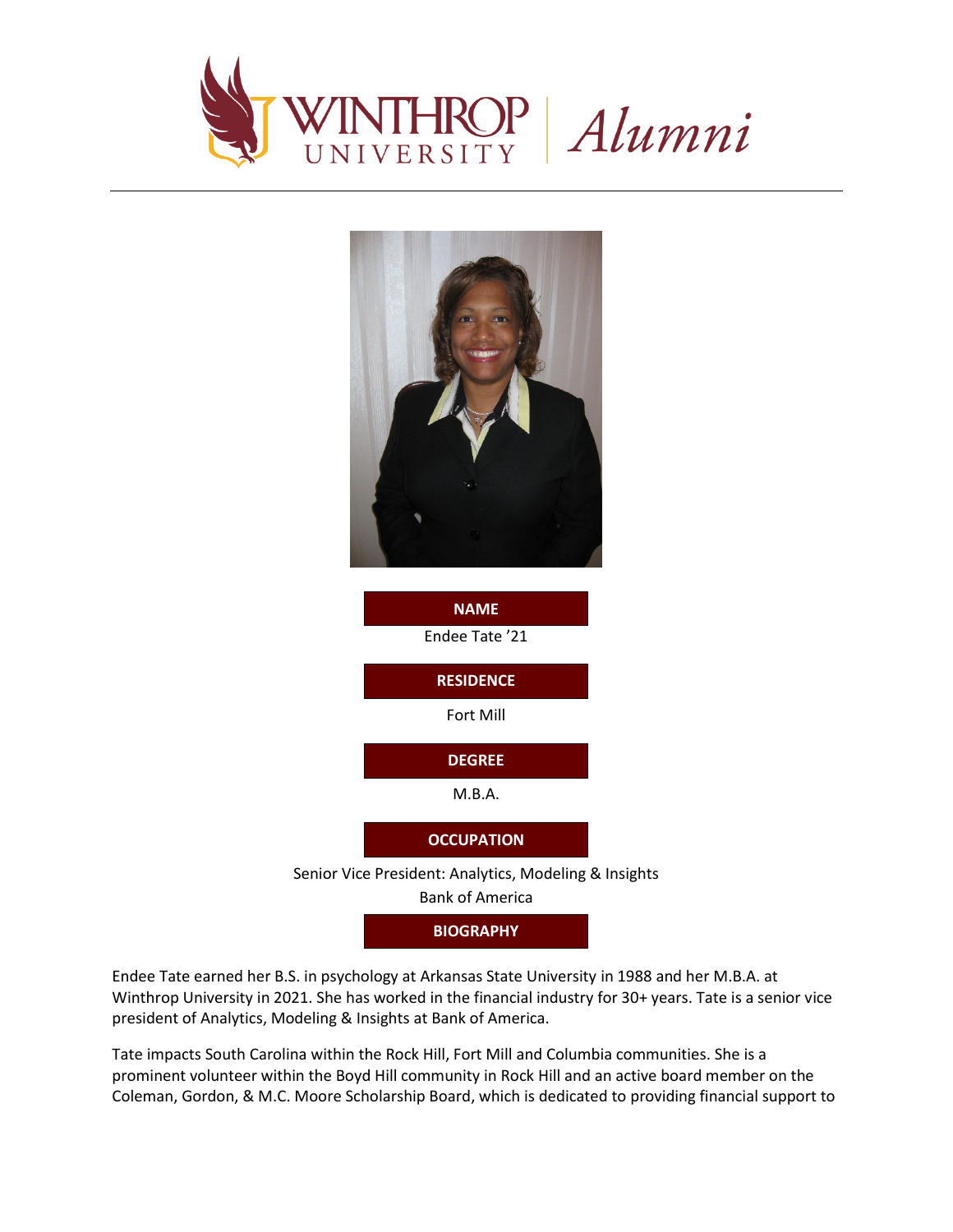Winthrop University *Alumni*

**NAME**

Endee Tate ’21

**RESIDENCE**

Fort Mill

**DEGREE**

M.B.A.

**OCCUPATION**

Senior Vice President: Analytics, Modeling & Insights
Bank of America

**BIOGRAPHY**

Endee Tate earned her B.S. in psychology at Arkansas State University in 1988 and her M.B.A. at Winthrop University in 2021. She has worked in the financial industry for 30+ years. Tate is a senior vice president of Analytics, Modeling & Insights at Bank of America.

Tate impacts South Carolina within the Rock Hill, Fort Mill and Columbia communities. She is a prominent volunteer within the Boyd Hill community in Rock Hill and an active board member on the Coleman, Gordon, & M.C. Moore Scholarship Board, which is dedicated to providing financial support to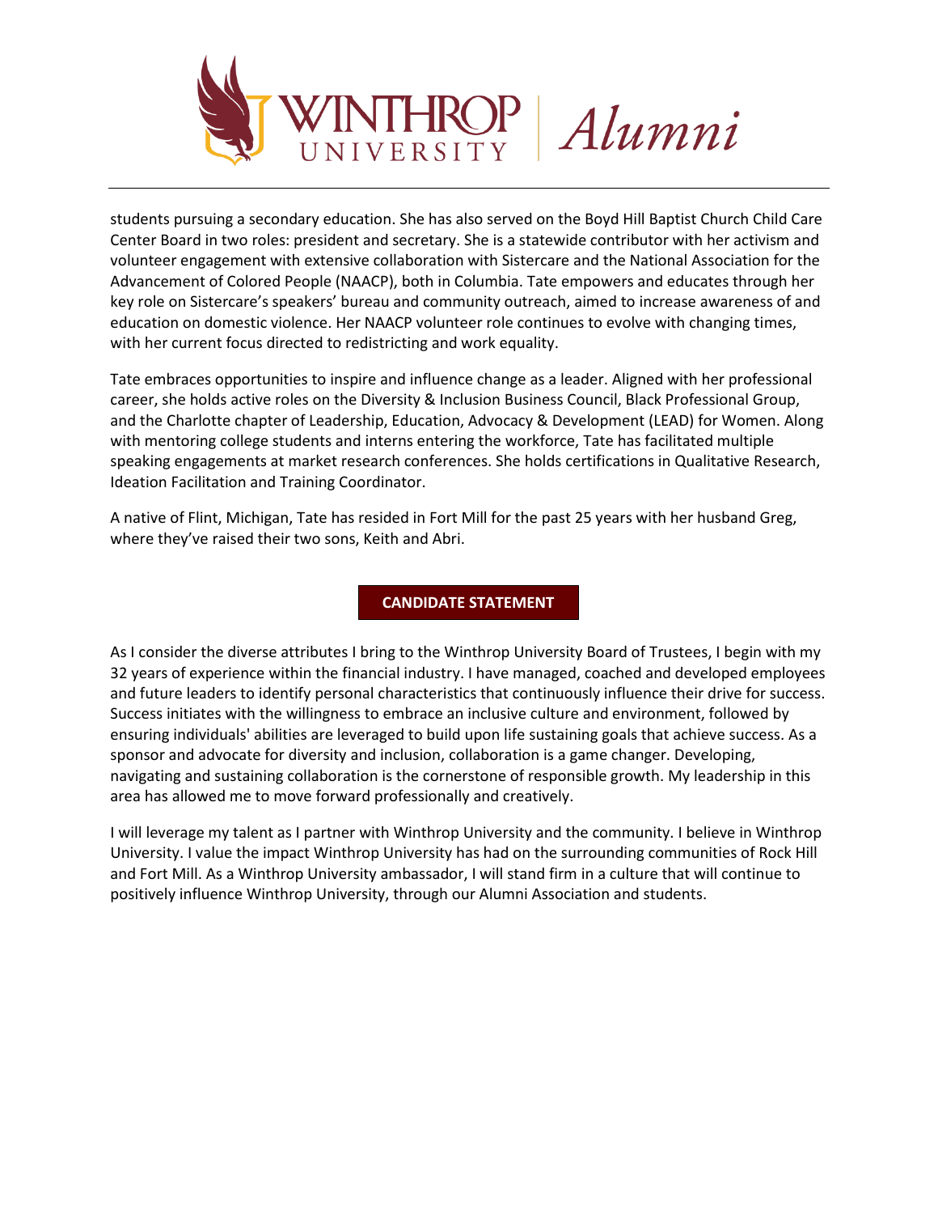students pursuing a secondary education. She has also served on the Boyd Hill Baptist Church Child Care Center Board in two roles: president and secretary. She is a statewide contributor with her activism and volunteer engagement with extensive collaboration with Sistercare and the National Association for the Advancement of Colored People (NAACP), both in Columbia. Tate empowers and educates through her key role on Sistercare's speakers' bureau and community outreach, aimed to increase awareness of and education on domestic violence. Her NAACP volunteer role continues to evolve with changing times, with her current focus directed to redistricting and work equality.

Tate embraces opportunities to inspire and influence change as a leader. Aligned with her professional career, she holds active roles on the Diversity & Inclusion Business Council, Black Professional Group, and the Charlotte chapter of Leadership, Education, Advocacy & Development (LEAD) for Women. Along with mentoring college students and interns entering the workforce, Tate has facilitated multiple speaking engagements at market research conferences. She holds certifications in Qualitative Research, Ideation Facilitation and Training Coordinator.

A native of Flint, Michigan, Tate has resided in Fort Mill for the past 25 years with her husband Greg, where they've raised their two sons, Keith and Abri.

## CANDIDATE STATEMENT

As I consider the diverse attributes I bring to the Winthrop University Board of Trustees, I begin with my 32 years of experience within the financial industry. I have managed, coached and developed employees and future leaders to identify personal characteristics that continuously influence their drive for success. Success initiates with the willingness to embrace an inclusive culture and environment, followed by ensuring individuals' abilities are leveraged to build upon life sustaining goals that achieve success. As a sponsor and advocate for diversity and inclusion, collaboration is a game changer. Developing, navigating and sustaining collaboration is the cornerstone of responsible growth. My leadership in this area has allowed me to move forward professionally and creatively.

I will leverage my talent as I partner with Winthrop University and the community. I believe in Winthrop University. I value the impact Winthrop University has had on the surrounding communities of Rock Hill and Fort Mill. As a Winthrop University ambassador, I will stand firm in a culture that will continue to positively influence Winthrop University, through our Alumni Association and students.